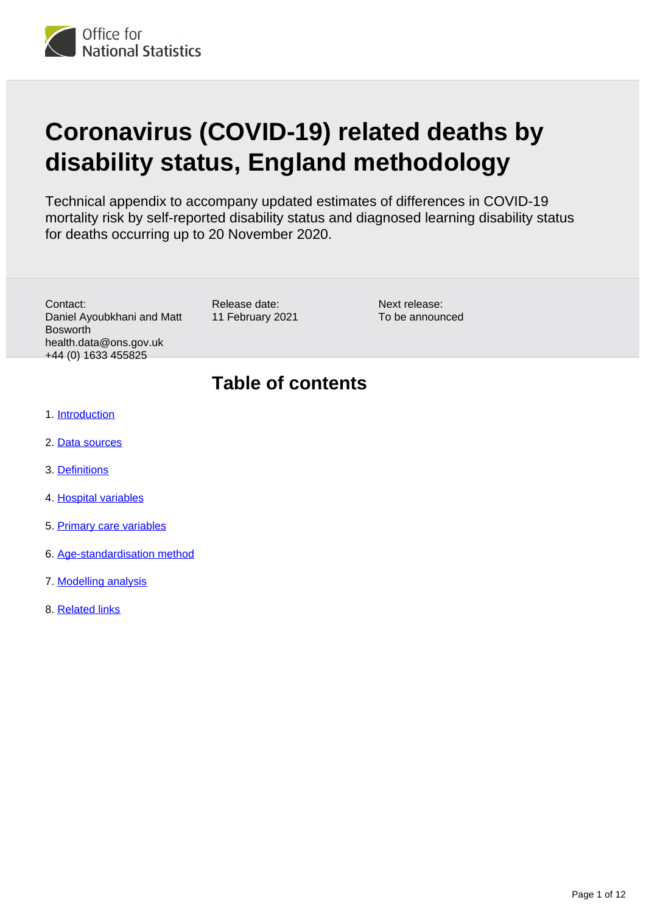# Coronavirus (COVID-19) related deaths by disability status, England methodology

Technical appendix to accompany updated estimates of differences in COVID-19 mortality risk by self-reported disability status and diagnosed learning disability status for deaths occurring up to 20 November 2020.

Contact:
Daniel Ayoubkhani and Matt Bosworth
health.data@ons.gov.uk
+44 (0) 1633 455825

Release date:
11 February 2021

Next release:
To be announced

## Table of contents

1. Introduction
2. Data sources
3. Definitions
4. Hospital variables
5. Primary care variables
6. Age-standardisation method
7. Modelling analysis
8. Related links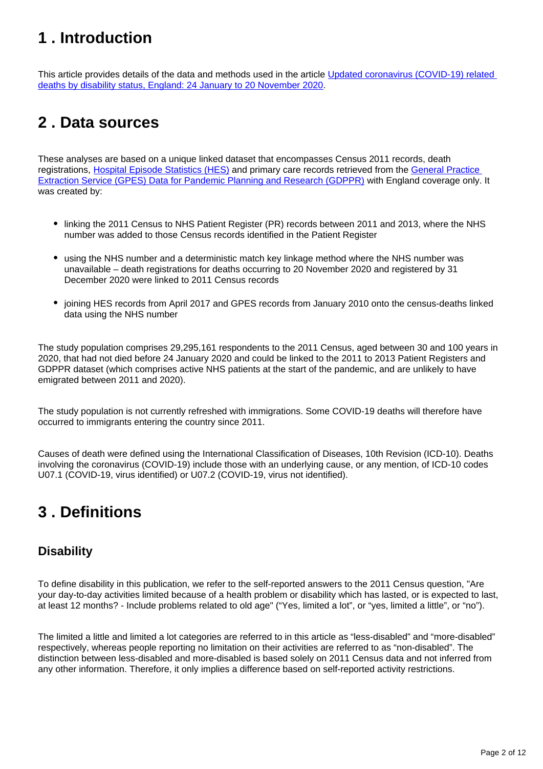## 1 . Introduction

This article provides details of the data and methods used in the article [Updated coronavirus (COVID-19) related deaths by disability status, England: 24 January to 20 November 2020](#).

## 2 . Data sources

These analyses are based on a unique linked dataset that encompasses Census 2011 records, death registrations, [Hospital Episode Statistics (HES)](#) and primary care records retrieved from the [General Practice Extraction Service (GPES) Data for Pandemic Planning and Research (GDPPR)](#) with England coverage only. It was created by:

- linking the 2011 Census to NHS Patient Register (PR) records between 2011 and 2013, where the NHS number was added to those Census records identified in the Patient Register
- using the NHS number and a deterministic match key linkage method where the NHS number was unavailable – death registrations for deaths occurring to 20 November 2020 and registered by 31 December 2020 were linked to 2011 Census records
- joining HES records from April 2017 and GPES records from January 2010 onto the census-deaths linked data using the NHS number

The study population comprises 29,295,161 respondents to the 2011 Census, aged between 30 and 100 years in 2020, that had not died before 24 January 2020 and could be linked to the 2011 to 2013 Patient Registers and GDPPR dataset (which comprises active NHS patients at the start of the pandemic, and are unlikely to have emigrated between 2011 and 2020).

The study population is not currently refreshed with immigrations. Some COVID-19 deaths will therefore have occurred to immigrants entering the country since 2011.

Causes of death were defined using the International Classification of Diseases, 10th Revision (ICD-10). Deaths involving the coronavirus (COVID-19) include those with an underlying cause, or any mention, of ICD-10 codes U07.1 (COVID-19, virus identified) or U07.2 (COVID-19, virus not identified).

## 3 . Definitions

### Disability

To define disability in this publication, we refer to the self-reported answers to the 2011 Census question, "Are your day-to-day activities limited because of a health problem or disability which has lasted, or is expected to last, at least 12 months? - Include problems related to old age" ("Yes, limited a lot", or "yes, limited a little", or "no").

The limited a little and limited a lot categories are referred to in this article as "less-disabled" and "more-disabled" respectively, whereas people reporting no limitation on their activities are referred to as "non-disabled". The distinction between less-disabled and more-disabled is based solely on 2011 Census data and not inferred from any other information. Therefore, it only implies a difference based on self-reported activity restrictions.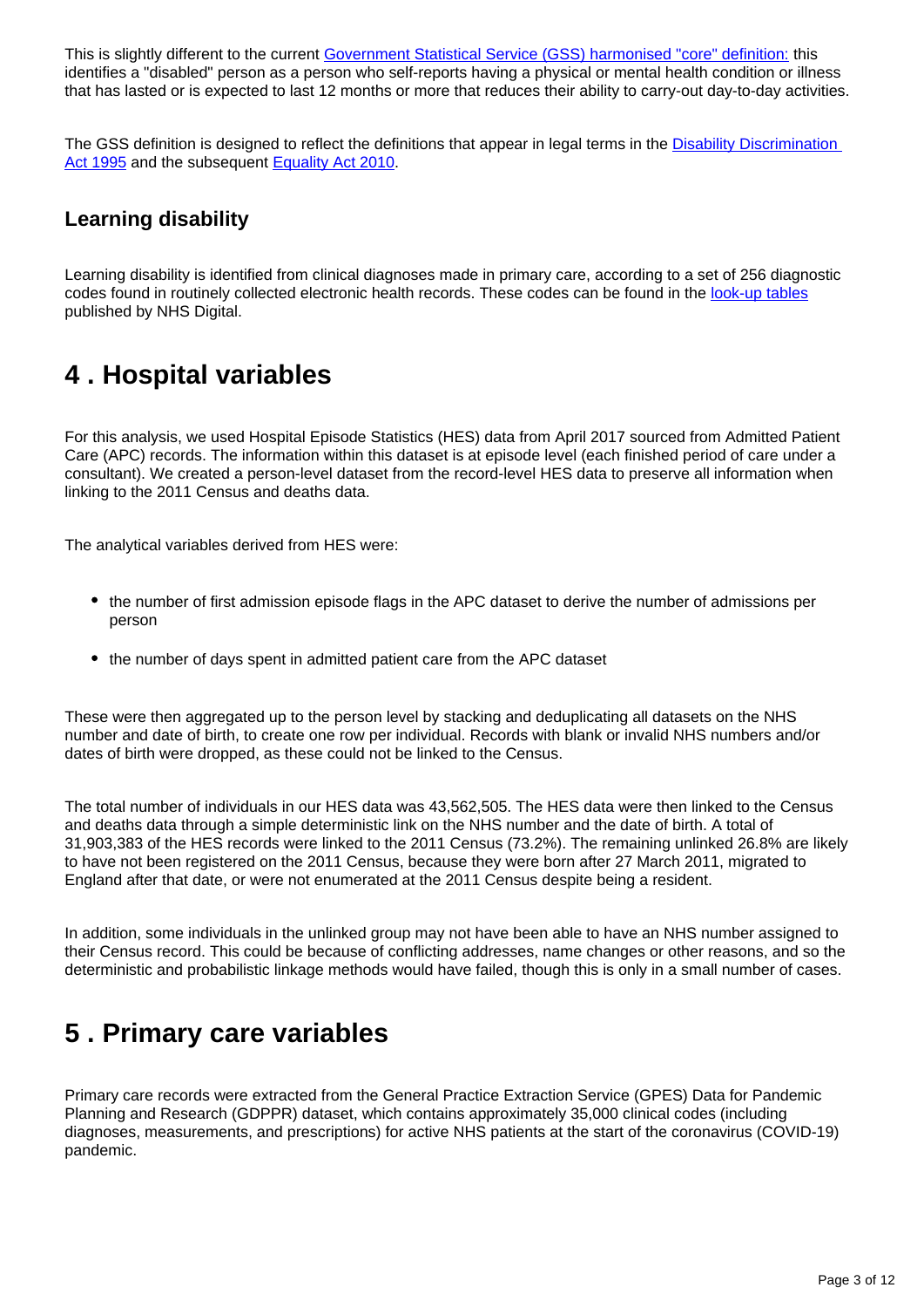This is slightly different to the current Government Statistical Service (GSS) harmonised "core" definition: this identifies a "disabled" person as a person who self-reports having a physical or mental health condition or illness that has lasted or is expected to last 12 months or more that reduces their ability to carry-out day-to-day activities.

The GSS definition is designed to reflect the definitions that appear in legal terms in the Disability Discrimination Act 1995 and the subsequent Equality Act 2010.

### Learning disability

Learning disability is identified from clinical diagnoses made in primary care, according to a set of 256 diagnostic codes found in routinely collected electronic health records. These codes can be found in the look-up tables published by NHS Digital.

## 4 . Hospital variables

For this analysis, we used Hospital Episode Statistics (HES) data from April 2017 sourced from Admitted Patient Care (APC) records. The information within this dataset is at episode level (each finished period of care under a consultant). We created a person-level dataset from the record-level HES data to preserve all information when linking to the 2011 Census and deaths data.

The analytical variables derived from HES were:

- the number of first admission episode flags in the APC dataset to derive the number of admissions per person
- the number of days spent in admitted patient care from the APC dataset

These were then aggregated up to the person level by stacking and deduplicating all datasets on the NHS number and date of birth, to create one row per individual. Records with blank or invalid NHS numbers and/or dates of birth were dropped, as these could not be linked to the Census.

The total number of individuals in our HES data was 43,562,505. The HES data were then linked to the Census and deaths data through a simple deterministic link on the NHS number and the date of birth. A total of 31,903,383 of the HES records were linked to the 2011 Census (73.2%). The remaining unlinked 26.8% are likely to have not been registered on the 2011 Census, because they were born after 27 March 2011, migrated to England after that date, or were not enumerated at the 2011 Census despite being a resident.

In addition, some individuals in the unlinked group may not have been able to have an NHS number assigned to their Census record. This could be because of conflicting addresses, name changes or other reasons, and so the deterministic and probabilistic linkage methods would have failed, though this is only in a small number of cases.

## 5 . Primary care variables

Primary care records were extracted from the General Practice Extraction Service (GPES) Data for Pandemic Planning and Research (GDPPR) dataset, which contains approximately 35,000 clinical codes (including diagnoses, measurements, and prescriptions) for active NHS patients at the start of the coronavirus (COVID-19) pandemic.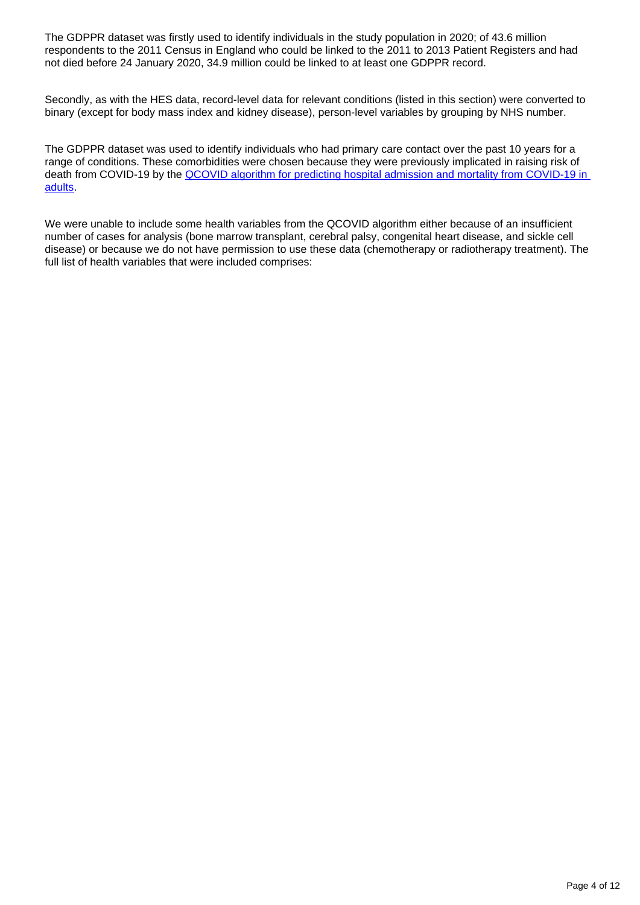The GDPPR dataset was firstly used to identify individuals in the study population in 2020; of 43.6 million respondents to the 2011 Census in England who could be linked to the 2011 to 2013 Patient Registers and had not died before 24 January 2020, 34.9 million could be linked to at least one GDPPR record.

Secondly, as with the HES data, record-level data for relevant conditions (listed in this section) were converted to binary (except for body mass index and kidney disease), person-level variables by grouping by NHS number.

The GDPPR dataset was used to identify individuals who had primary care contact over the past 10 years for a range of conditions. These comorbidities were chosen because they were previously implicated in raising risk of death from COVID-19 by the [QCOVID algorithm for predicting hospital admission and mortality from COVID-19 in adults](#).

We were unable to include some health variables from the QCOVID algorithm either because of an insufficient number of cases for analysis (bone marrow transplant, cerebral palsy, congenital heart disease, and sickle cell disease) or because we do not have permission to use these data (chemotherapy or radiotherapy treatment). The full list of health variables that were included comprises: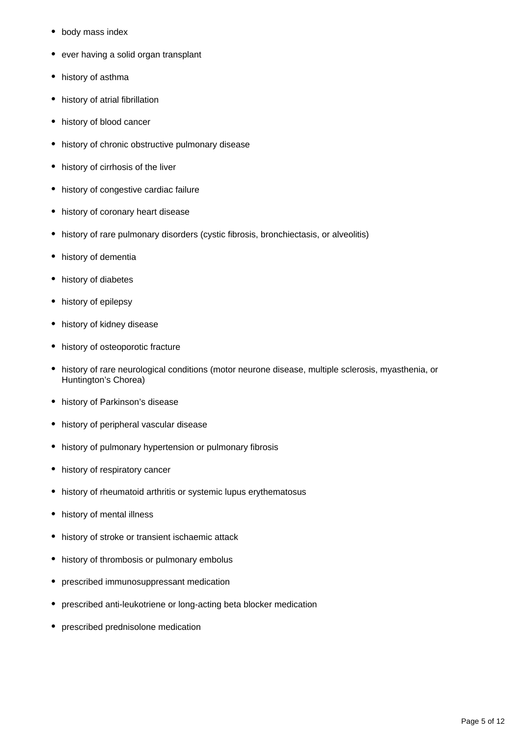- body mass index
- ever having a solid organ transplant
- history of asthma
- history of atrial fibrillation
- history of blood cancer
- history of chronic obstructive pulmonary disease
- history of cirrhosis of the liver
- history of congestive cardiac failure
- history of coronary heart disease
- history of rare pulmonary disorders (cystic fibrosis, bronchiectasis, or alveolitis)
- history of dementia
- history of diabetes
- history of epilepsy
- history of kidney disease
- history of osteoporotic fracture
- history of rare neurological conditions (motor neurone disease, multiple sclerosis, myasthenia, or Huntington's Chorea)
- history of Parkinson's disease
- history of peripheral vascular disease
- history of pulmonary hypertension or pulmonary fibrosis
- history of respiratory cancer
- history of rheumatoid arthritis or systemic lupus erythematosus
- history of mental illness
- history of stroke or transient ischaemic attack
- history of thrombosis or pulmonary embolus
- prescribed immunosuppressant medication
- prescribed anti-leukotriene or long-acting beta blocker medication
- prescribed prednisolone medication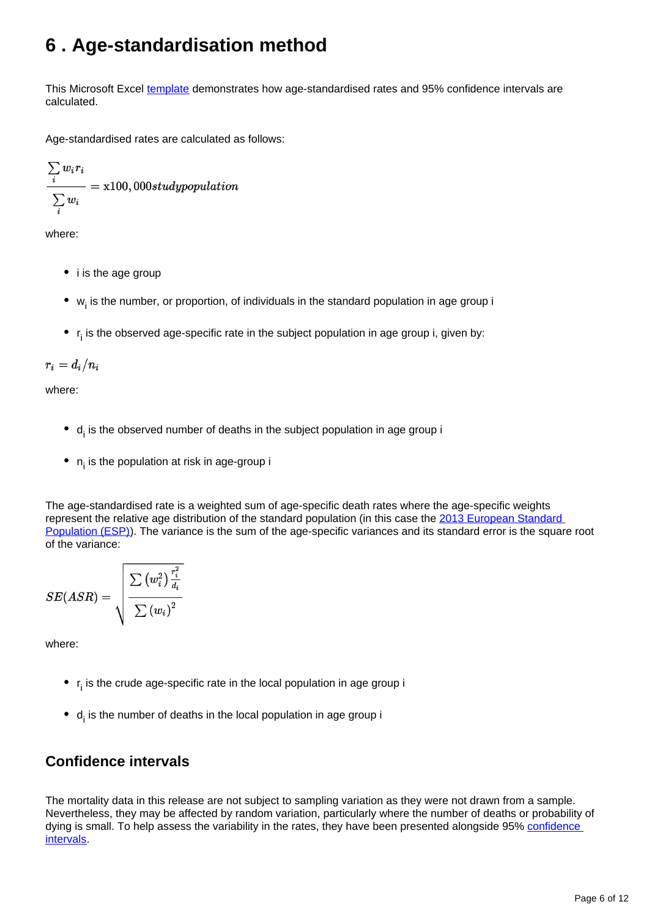# 6 . Age-standardisation method

This Microsoft Excel template demonstrates how age-standardised rates and 95% confidence intervals are calculated.

Age-standardised rates are calculated as follows:

$$\frac{\sum_i w_i r_i}{\sum_i w_i} = \text{x}100,000 study population$$

where:

- i is the age group
- $w_i$ is the number, or proportion, of individuals in the standard population in age group i
- $r_i$ is the observed age-specific rate in the subject population in age group i, given by:

$$r_i = d_i / n_i$$

where:

- $d_i$ is the observed number of deaths in the subject population in age group i
- $n_i$ is the population at risk in age-group i

The age-standardised rate is a weighted sum of age-specific death rates where the age-specific weights represent the relative age distribution of the standard population (in this case the 2013 European Standard Population (ESP)). The variance is the sum of the age-specific variances and its standard error is the square root of the variance:

$$SE(ASR) = \sqrt{\frac{\sum \left(w_i^2\right) \frac{r_i^2}{d_i}}{\sum \left(w_i\right)^2}}$$

where:

- $r_i$ is the crude age-specific rate in the local population in age group i
- $d_i$ is the number of deaths in the local population in age group i

## Confidence intervals

The mortality data in this release are not subject to sampling variation as they were not drawn from a sample. Nevertheless, they may be affected by random variation, particularly where the number of deaths or probability of dying is small. To help assess the variability in the rates, they have been presented alongside 95% confidence intervals.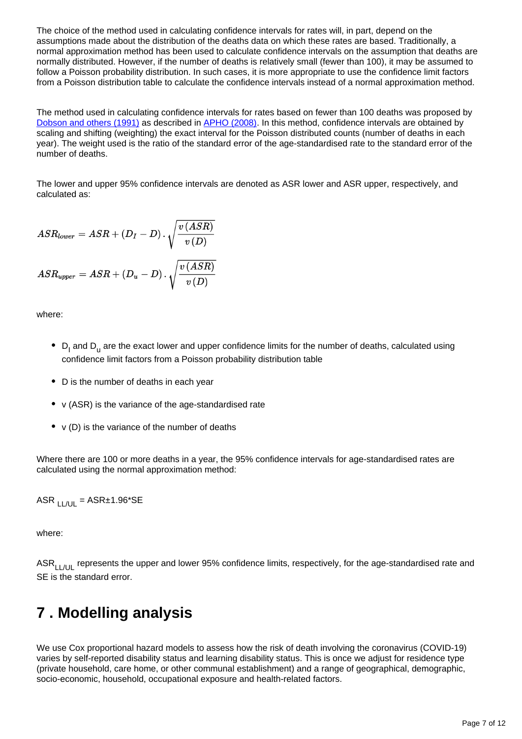The choice of the method used in calculating confidence intervals for rates will, in part, depend on the assumptions made about the distribution of the deaths data on which these rates are based. Traditionally, a normal approximation method has been used to calculate confidence intervals on the assumption that deaths are normally distributed. However, if the number of deaths is relatively small (fewer than 100), it may be assumed to follow a Poisson probability distribution. In such cases, it is more appropriate to use the confidence limit factors from a Poisson distribution table to calculate the confidence intervals instead of a normal approximation method.

The method used in calculating confidence intervals for rates based on fewer than 100 deaths was proposed by [Dobson and others (1991)] as described in [APHO (2008)]. In this method, confidence intervals are obtained by scaling and shifting (weighting) the exact interval for the Poisson distributed counts (number of deaths in each year). The weight used is the ratio of the standard error of the age-standardised rate to the standard error of the number of deaths.

The lower and upper 95% confidence intervals are denoted as ASR lower and ASR upper, respectively, and calculated as:

$$ASR_{lower} = ASR + (D_I - D) \cdot \sqrt{\frac{v(ASR)}{v(D)}}$$

$$ASR_{upper} = ASR + (D_u - D) \cdot \sqrt{\frac{v(ASR)}{v(D)}}$$

where:

- $D_l$ and $D_u$ are the exact lower and upper confidence limits for the number of deaths, calculated using confidence limit factors from a Poisson probability distribution table
- D is the number of deaths in each year
- v (ASR) is the variance of the age-standardised rate
- v (D) is the variance of the number of deaths

Where there are 100 or more deaths in a year, the 95% confidence intervals for age-standardised rates are calculated using the normal approximation method:

$ASR_{LL/UL} = ASR \pm 1.96 * SE$

where:

$ASR_{LL/UL}$ represents the upper and lower 95% confidence limits, respectively, for the age-standardised rate and SE is the standard error.

## 7 . Modelling analysis

We use Cox proportional hazard models to assess how the risk of death involving the coronavirus (COVID-19) varies by self-reported disability status and learning disability status. This is once we adjust for residence type (private household, care home, or other communal establishment) and a range of geographical, demographic, socio-economic, household, occupational exposure and health-related factors.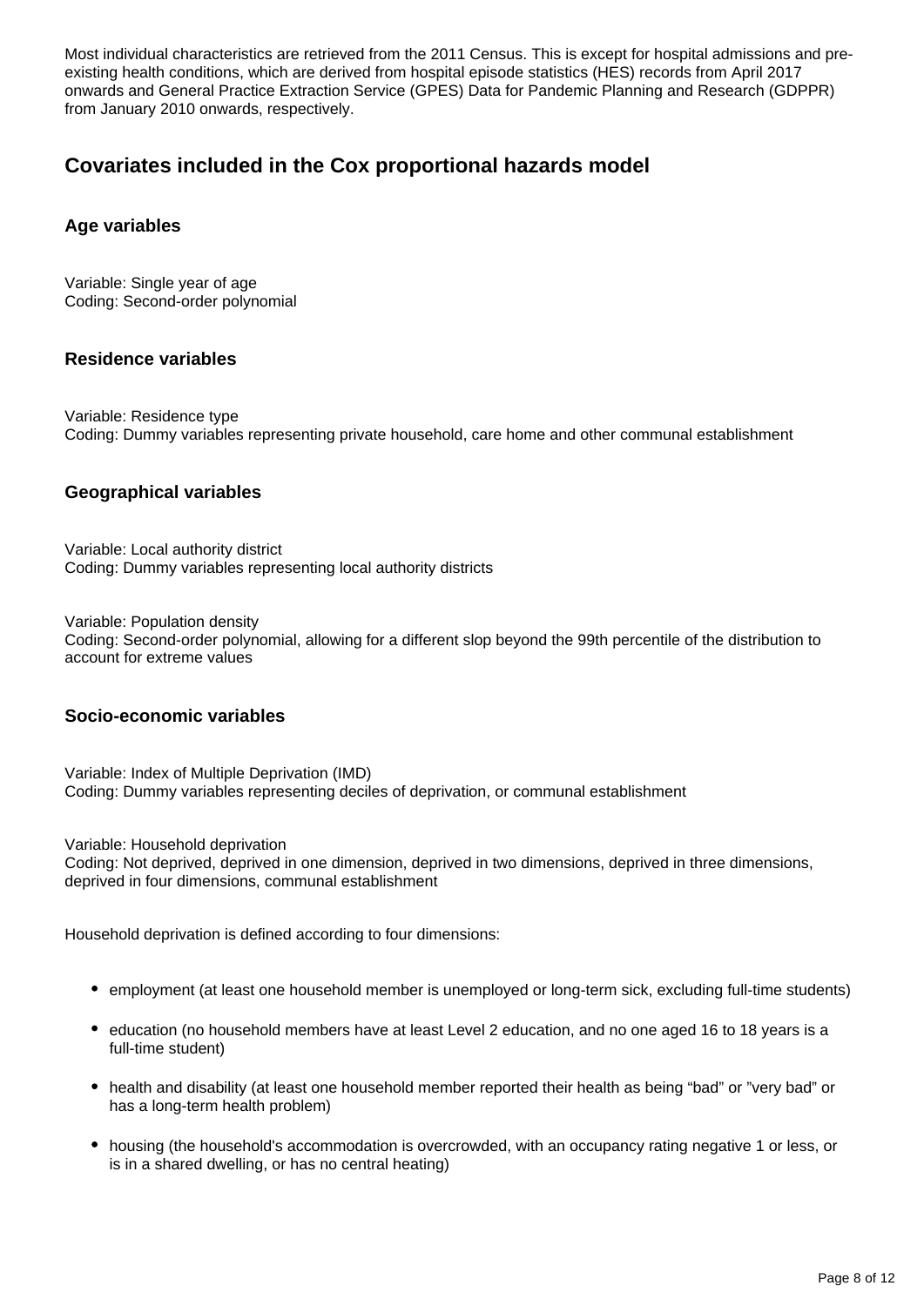Most individual characteristics are retrieved from the 2011 Census. This is except for hospital admissions and pre-existing health conditions, which are derived from hospital episode statistics (HES) records from April 2017 onwards and General Practice Extraction Service (GPES) Data for Pandemic Planning and Research (GDPPR) from January 2010 onwards, respectively.

## Covariates included in the Cox proportional hazards model

### Age variables

Variable: Single year of age
Coding: Second-order polynomial

### Residence variables

Variable: Residence type
Coding: Dummy variables representing private household, care home and other communal establishment

### Geographical variables

Variable: Local authority district
Coding: Dummy variables representing local authority districts

Variable: Population density
Coding: Second-order polynomial, allowing for a different slop beyond the 99th percentile of the distribution to account for extreme values

### Socio-economic variables

Variable: Index of Multiple Deprivation (IMD)
Coding: Dummy variables representing deciles of deprivation, or communal establishment

Variable: Household deprivation
Coding: Not deprived, deprived in one dimension, deprived in two dimensions, deprived in three dimensions, deprived in four dimensions, communal establishment

Household deprivation is defined according to four dimensions:

- employment (at least one household member is unemployed or long-term sick, excluding full-time students)
- education (no household members have at least Level 2 education, and no one aged 16 to 18 years is a full-time student)
- health and disability (at least one household member reported their health as being "bad" or "very bad" or has a long-term health problem)
- housing (the household's accommodation is overcrowded, with an occupancy rating negative 1 or less, or is in a shared dwelling, or has no central heating)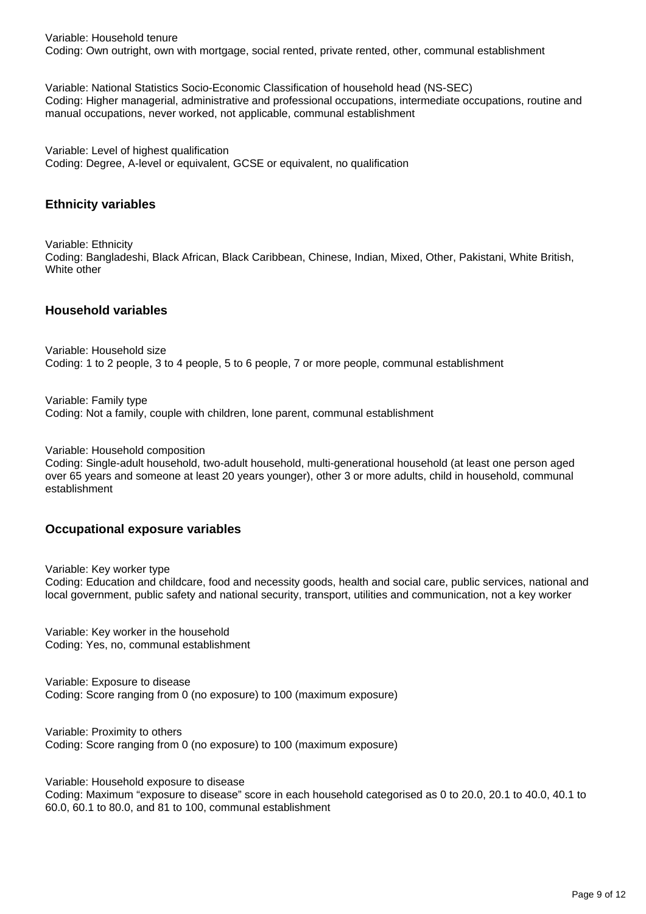Variable: Household tenure
Coding: Own outright, own with mortgage, social rented, private rented, other, communal establishment

Variable: National Statistics Socio-Economic Classification of household head (NS-SEC)
Coding: Higher managerial, administrative and professional occupations, intermediate occupations, routine and manual occupations, never worked, not applicable, communal establishment

Variable: Level of highest qualification
Coding: Degree, A-level or equivalent, GCSE or equivalent, no qualification

### Ethnicity variables

Variable: Ethnicity
Coding: Bangladeshi, Black African, Black Caribbean, Chinese, Indian, Mixed, Other, Pakistani, White British, White other

### Household variables

Variable: Household size
Coding: 1 to 2 people, 3 to 4 people, 5 to 6 people, 7 or more people, communal establishment

Variable: Family type
Coding: Not a family, couple with children, lone parent, communal establishment

Variable: Household composition
Coding: Single-adult household, two-adult household, multi-generational household (at least one person aged over 65 years and someone at least 20 years younger), other 3 or more adults, child in household, communal establishment

### Occupational exposure variables

Variable: Key worker type
Coding: Education and childcare, food and necessity goods, health and social care, public services, national and local government, public safety and national security, transport, utilities and communication, not a key worker

Variable: Key worker in the household
Coding: Yes, no, communal establishment

Variable: Exposure to disease
Coding: Score ranging from 0 (no exposure) to 100 (maximum exposure)

Variable: Proximity to others
Coding: Score ranging from 0 (no exposure) to 100 (maximum exposure)

Variable: Household exposure to disease
Coding: Maximum "exposure to disease" score in each household categorised as 0 to 20.0, 20.1 to 40.0, 40.1 to 60.0, 60.1 to 80.0, and 81 to 100, communal establishment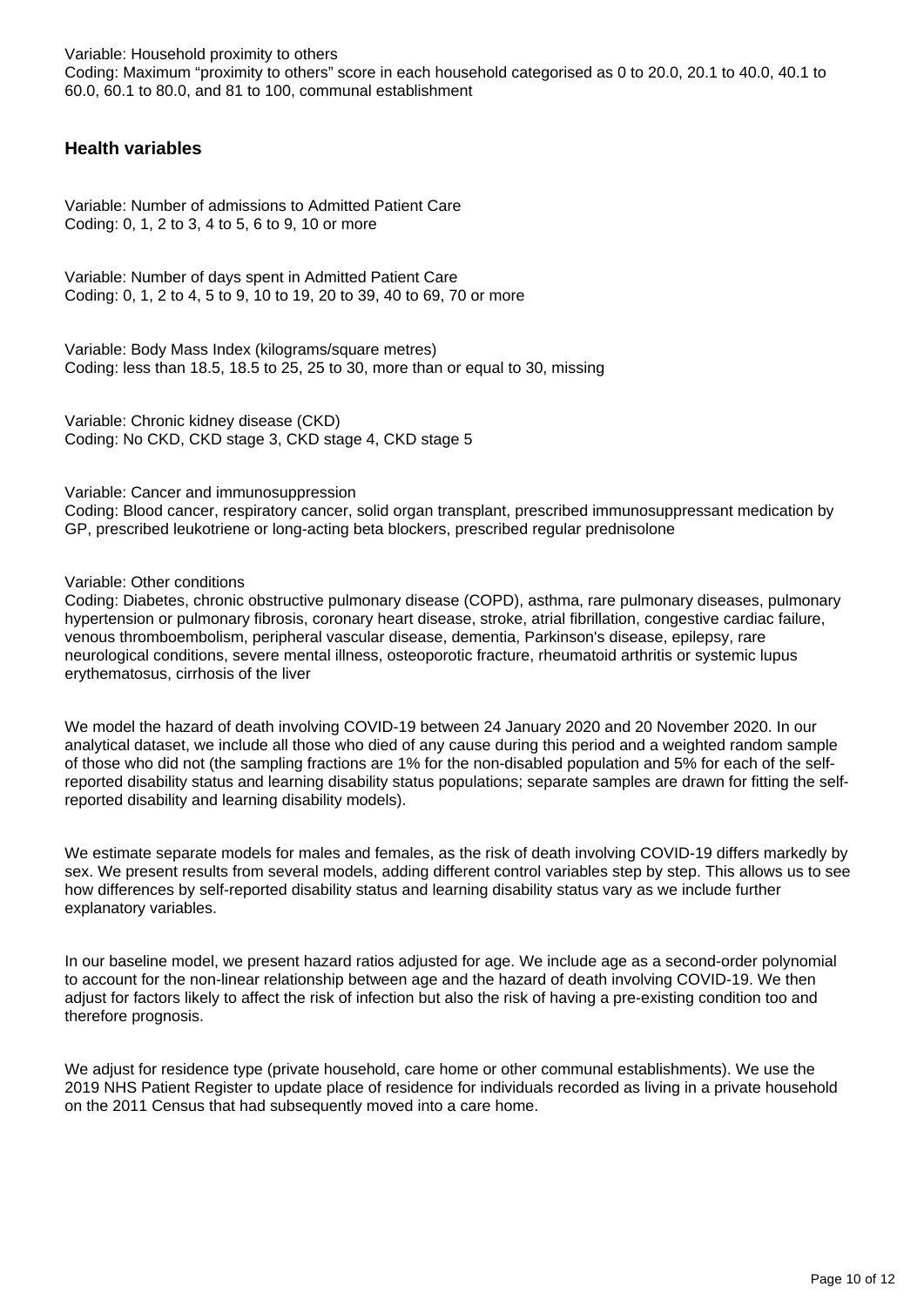Variable: Household proximity to others
Coding: Maximum “proximity to others” score in each household categorised as 0 to 20.0, 20.1 to 40.0, 40.1 to 60.0, 60.1 to 80.0, and 81 to 100, communal establishment

### Health variables

Variable: Number of admissions to Admitted Patient Care
Coding: 0, 1, 2 to 3, 4 to 5, 6 to 9, 10 or more

Variable: Number of days spent in Admitted Patient Care
Coding: 0, 1, 2 to 4, 5 to 9, 10 to 19, 20 to 39, 40 to 69, 70 or more

Variable: Body Mass Index (kilograms/square metres)
Coding: less than 18.5, 18.5 to 25, 25 to 30, more than or equal to 30, missing

Variable: Chronic kidney disease (CKD)
Coding: No CKD, CKD stage 3, CKD stage 4, CKD stage 5

Variable: Cancer and immunosuppression
Coding: Blood cancer, respiratory cancer, solid organ transplant, prescribed immunosuppressant medication by GP, prescribed leukotriene or long-acting beta blockers, prescribed regular prednisolone

Variable: Other conditions
Coding: Diabetes, chronic obstructive pulmonary disease (COPD), asthma, rare pulmonary diseases, pulmonary hypertension or pulmonary fibrosis, coronary heart disease, stroke, atrial fibrillation, congestive cardiac failure, venous thromboembolism, peripheral vascular disease, dementia, Parkinson's disease, epilepsy, rare neurological conditions, severe mental illness, osteoporotic fracture, rheumatoid arthritis or systemic lupus erythematosus, cirrhosis of the liver

We model the hazard of death involving COVID-19 between 24 January 2020 and 20 November 2020. In our analytical dataset, we include all those who died of any cause during this period and a weighted random sample of those who did not (the sampling fractions are 1% for the non-disabled population and 5% for each of the self-reported disability status and learning disability status populations; separate samples are drawn for fitting the self-reported disability and learning disability models).

We estimate separate models for males and females, as the risk of death involving COVID-19 differs markedly by sex. We present results from several models, adding different control variables step by step. This allows us to see how differences by self-reported disability status and learning disability status vary as we include further explanatory variables.

In our baseline model, we present hazard ratios adjusted for age. We include age as a second-order polynomial to account for the non-linear relationship between age and the hazard of death involving COVID-19. We then adjust for factors likely to affect the risk of infection but also the risk of having a pre-existing condition too and therefore prognosis.

We adjust for residence type (private household, care home or other communal establishments). We use the 2019 NHS Patient Register to update place of residence for individuals recorded as living in a private household on the 2011 Census that had subsequently moved into a care home.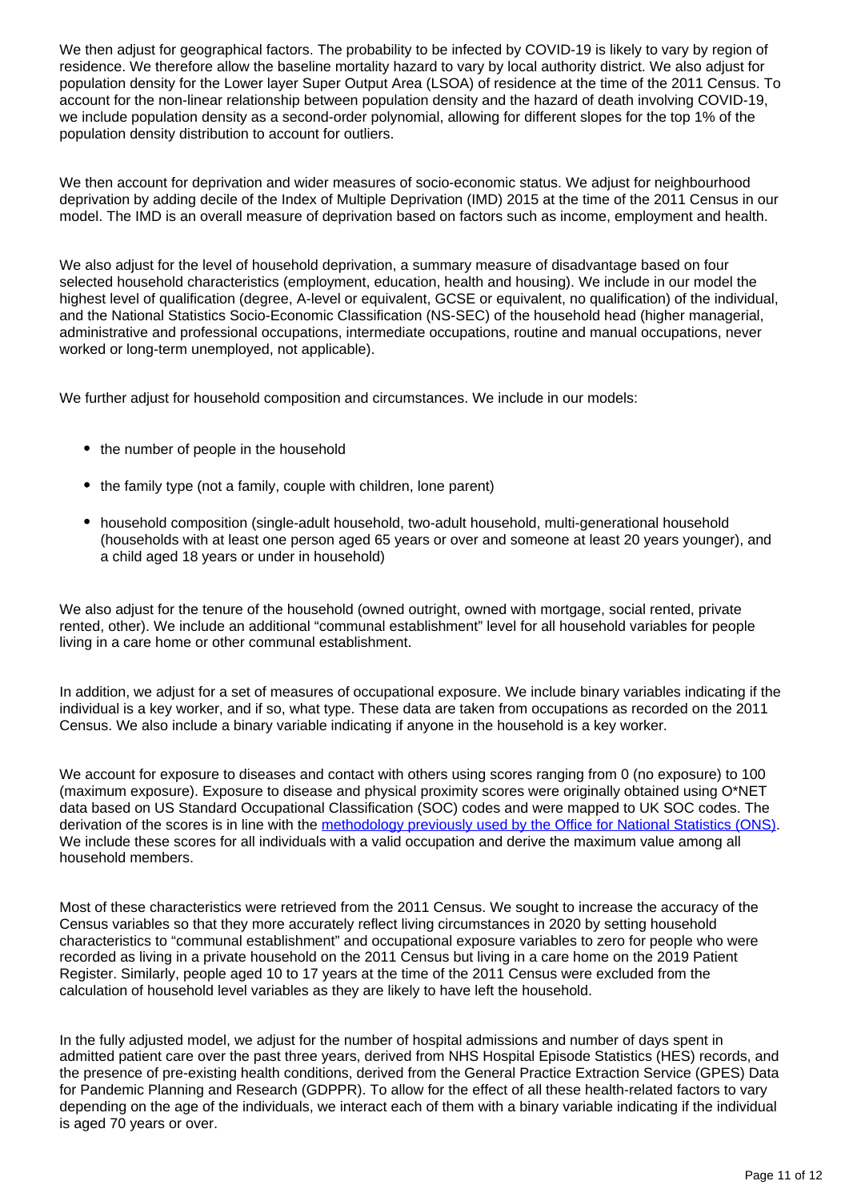We then adjust for geographical factors. The probability to be infected by COVID-19 is likely to vary by region of residence. We therefore allow the baseline mortality hazard to vary by local authority district. We also adjust for population density for the Lower layer Super Output Area (LSOA) of residence at the time of the 2011 Census. To account for the non-linear relationship between population density and the hazard of death involving COVID-19, we include population density as a second-order polynomial, allowing for different slopes for the top 1% of the population density distribution to account for outliers.

We then account for deprivation and wider measures of socio-economic status. We adjust for neighbourhood deprivation by adding decile of the Index of Multiple Deprivation (IMD) 2015 at the time of the 2011 Census in our model. The IMD is an overall measure of deprivation based on factors such as income, employment and health.

We also adjust for the level of household deprivation, a summary measure of disadvantage based on four selected household characteristics (employment, education, health and housing). We include in our model the highest level of qualification (degree, A-level or equivalent, GCSE or equivalent, no qualification) of the individual, and the National Statistics Socio-Economic Classification (NS-SEC) of the household head (higher managerial, administrative and professional occupations, intermediate occupations, routine and manual occupations, never worked or long-term unemployed, not applicable).

We further adjust for household composition and circumstances. We include in our models:

- the number of people in the household
- the family type (not a family, couple with children, lone parent)
- household composition (single-adult household, two-adult household, multi-generational household (households with at least one person aged 65 years or over and someone at least 20 years younger), and a child aged 18 years or under in household)

We also adjust for the tenure of the household (owned outright, owned with mortgage, social rented, private rented, other). We include an additional "communal establishment" level for all household variables for people living in a care home or other communal establishment.

In addition, we adjust for a set of measures of occupational exposure. We include binary variables indicating if the individual is a key worker, and if so, what type. These data are taken from occupations as recorded on the 2011 Census. We also include a binary variable indicating if anyone in the household is a key worker.

We account for exposure to diseases and contact with others using scores ranging from 0 (no exposure) to 100 (maximum exposure). Exposure to disease and physical proximity scores were originally obtained using O*NET data based on US Standard Occupational Classification (SOC) codes and were mapped to UK SOC codes. The derivation of the scores is in line with the methodology previously used by the Office for National Statistics (ONS). We include these scores for all individuals with a valid occupation and derive the maximum value among all household members.

Most of these characteristics were retrieved from the 2011 Census. We sought to increase the accuracy of the Census variables so that they more accurately reflect living circumstances in 2020 by setting household characteristics to "communal establishment" and occupational exposure variables to zero for people who were recorded as living in a private household on the 2011 Census but living in a care home on the 2019 Patient Register. Similarly, people aged 10 to 17 years at the time of the 2011 Census were excluded from the calculation of household level variables as they are likely to have left the household.

In the fully adjusted model, we adjust for the number of hospital admissions and number of days spent in admitted patient care over the past three years, derived from NHS Hospital Episode Statistics (HES) records, and the presence of pre-existing health conditions, derived from the General Practice Extraction Service (GPES) Data for Pandemic Planning and Research (GDPPR). To allow for the effect of all these health-related factors to vary depending on the age of the individuals, we interact each of them with a binary variable indicating if the individual is aged 70 years or over.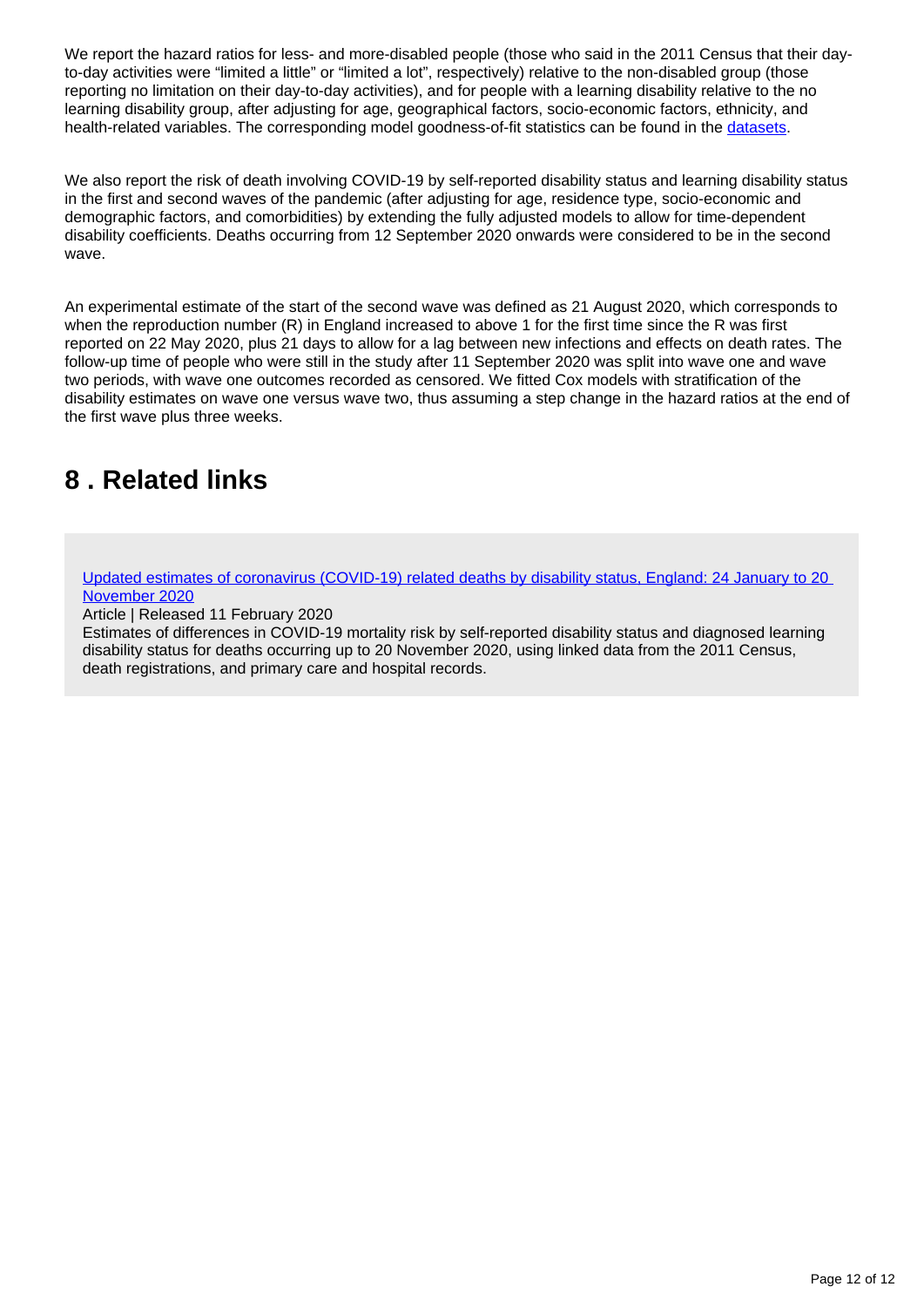We report the hazard ratios for less- and more-disabled people (those who said in the 2011 Census that their day-to-day activities were "limited a little" or "limited a lot", respectively) relative to the non-disabled group (those reporting no limitation on their day-to-day activities), and for people with a learning disability relative to the no learning disability group, after adjusting for age, geographical factors, socio-economic factors, ethnicity, and health-related variables. The corresponding model goodness-of-fit statistics can be found in the [datasets](#).

We also report the risk of death involving COVID-19 by self-reported disability status and learning disability status in the first and second waves of the pandemic (after adjusting for age, residence type, socio-economic and demographic factors, and comorbidities) by extending the fully adjusted models to allow for time-dependent disability coefficients. Deaths occurring from 12 September 2020 onwards were considered to be in the second wave.

An experimental estimate of the start of the second wave was defined as 21 August 2020, which corresponds to when the reproduction number (R) in England increased to above 1 for the first time since the R was first reported on 22 May 2020, plus 21 days to allow for a lag between new infections and effects on death rates. The follow-up time of people who were still in the study after 11 September 2020 was split into wave one and wave two periods, with wave one outcomes recorded as censored. We fitted Cox models with stratification of the disability estimates on wave one versus wave two, thus assuming a step change in the hazard ratios at the end of the first wave plus three weeks.

## 8 . Related links

[Updated estimates of coronavirus (COVID-19) related deaths by disability status, England: 24 January to 20 November 2020](#)
Article | Released 11 February 2020
Estimates of differences in COVID-19 mortality risk by self-reported disability status and diagnosed learning disability status for deaths occurring up to 20 November 2020, using linked data from the 2011 Census, death registrations, and primary care and hospital records.